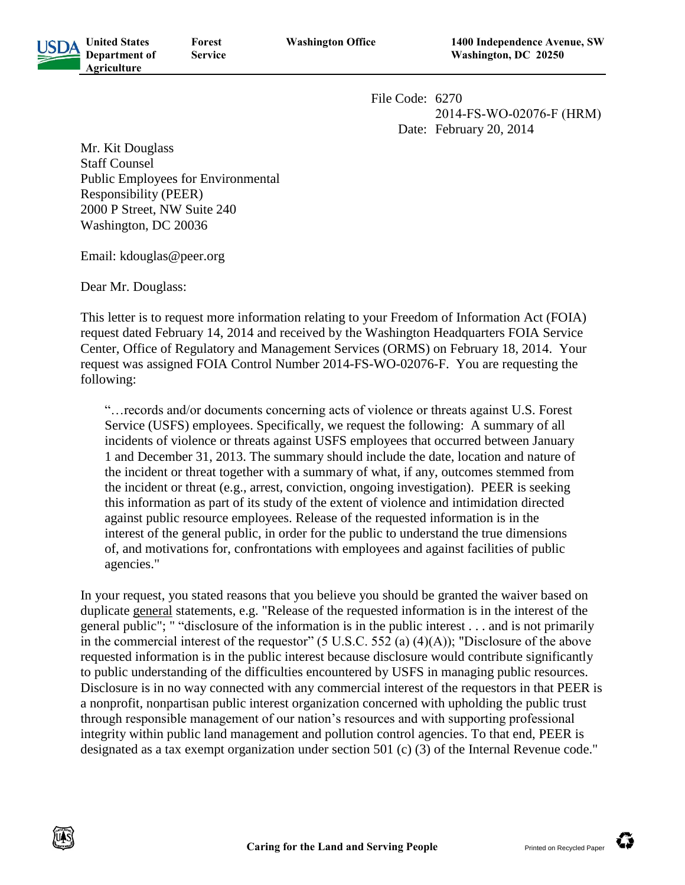**USDA** **United States Department of Agriculture** **Forest Service** **Washington Office** **1400 Independence Avenue, SW Washington, DC 20250**

File Code: 6270
2014-FS-WO-02076-F (HRM)
Date: February 20, 2014

Mr. Kit Douglass
Staff Counsel
Public Employees for Environmental Responsibility (PEER)
2000 P Street, NW Suite 240
Washington, DC 20036

Email: kdouglas@peer.org

Dear Mr. Douglass:

This letter is to request more information relating to your Freedom of Information Act (FOIA) request dated February 14, 2014 and received by the Washington Headquarters FOIA Service Center, Office of Regulatory and Management Services (ORMS) on February 18, 2014. Your request was assigned FOIA Control Number 2014-FS-WO-02076-F. You are requesting the following:

> "…records and/or documents concerning acts of violence or threats against U.S. Forest Service (USFS) employees. Specifically, we request the following: A summary of all incidents of violence or threats against USFS employees that occurred between January 1 and December 31, 2013. The summary should include the date, location and nature of the incident or threat together with a summary of what, if any, outcomes stemmed from the incident or threat (e.g., arrest, conviction, ongoing investigation). PEER is seeking this information as part of its study of the extent of violence and intimidation directed against public resource employees. Release of the requested information is in the interest of the general public, in order for the public to understand the true dimensions of, and motivations for, confrontations with employees and against facilities of public agencies."

In your request, you stated reasons that you believe you should be granted the waiver based on duplicate <u>general</u> statements, e.g. "Release of the requested information is in the interest of the general public"; " "disclosure of the information is in the public interest . . . and is not primarily in the commercial interest of the requestor" (5 U.S.C. 552 (a) (4)(A)); "Disclosure of the above requested information is in the public interest because disclosure would contribute significantly to public understanding of the difficulties encountered by USFS in managing public resources. Disclosure is in no way connected with any commercial interest of the requestors in that PEER is a nonprofit, nonpartisan public interest organization concerned with upholding the public trust through responsible management of our nation's resources and with supporting professional integrity within public land management and pollution control agencies. To that end, PEER is designated as a tax exempt organization under section 501 (c) (3) of the Internal Revenue code."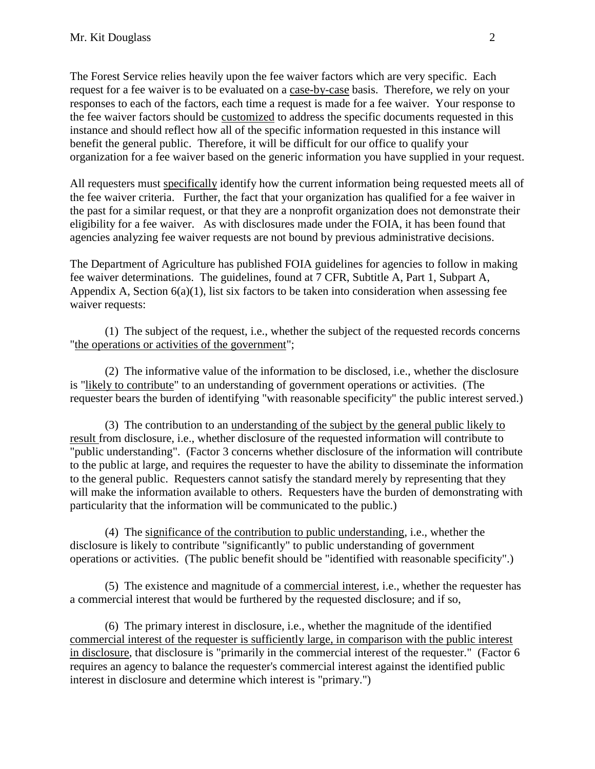The Forest Service relies heavily upon the fee waiver factors which are very specific. Each request for a fee waiver is to be evaluated on a <u>case-by-case</u> basis. Therefore, we rely on your responses to each of the factors, each time a request is made for a fee waiver. Your response to the fee waiver factors should be <u>customized</u> to address the specific documents requested in this instance and should reflect how all of the specific information requested in this instance will benefit the general public. Therefore, it will be difficult for our office to qualify your organization for a fee waiver based on the generic information you have supplied in your request.

All requesters must <u>specifically</u> identify how the current information being requested meets all of the fee waiver criteria. Further, the fact that your organization has qualified for a fee waiver in the past for a similar request, or that they are a nonprofit organization does not demonstrate their eligibility for a fee waiver. As with disclosures made under the FOIA, it has been found that agencies analyzing fee waiver requests are not bound by previous administrative decisions.

The Department of Agriculture has published FOIA guidelines for agencies to follow in making fee waiver determinations. The guidelines, found at 7 CFR, Subtitle A, Part 1, Subpart A, Appendix A, Section 6(a)(1), list six factors to be taken into consideration when assessing fee waiver requests:

(1) The subject of the request, i.e., whether the subject of the requested records concerns "<u>the operations or activities of the government</u>";

(2) The informative value of the information to be disclosed, i.e., whether the disclosure is "<u>likely to contribute</u>" to an understanding of government operations or activities. (The requester bears the burden of identifying "with reasonable specificity" the public interest served.)

(3) The contribution to an <u>understanding of the subject by the general public likely to result</u> from disclosure, i.e., whether disclosure of the requested information will contribute to "public understanding". (Factor 3 concerns whether disclosure of the information will contribute to the public at large, and requires the requester to have the ability to disseminate the information to the general public. Requesters cannot satisfy the standard merely by representing that they will make the information available to others. Requesters have the burden of demonstrating with particularity that the information will be communicated to the public.)

(4) The <u>significance of the contribution to public understanding</u>, i.e., whether the disclosure is likely to contribute "significantly" to public understanding of government operations or activities. (The public benefit should be "identified with reasonable specificity".)

(5) The existence and magnitude of a <u>commercial interest</u>, i.e., whether the requester has a commercial interest that would be furthered by the requested disclosure; and if so,

(6) The primary interest in disclosure, i.e., whether the magnitude of the identified <u>commercial interest of the requester is sufficiently large, in comparison with the public interest in disclosure</u>, that disclosure is "primarily in the commercial interest of the requester." (Factor 6 requires an agency to balance the requester's commercial interest against the identified public interest in disclosure and determine which interest is "primary.")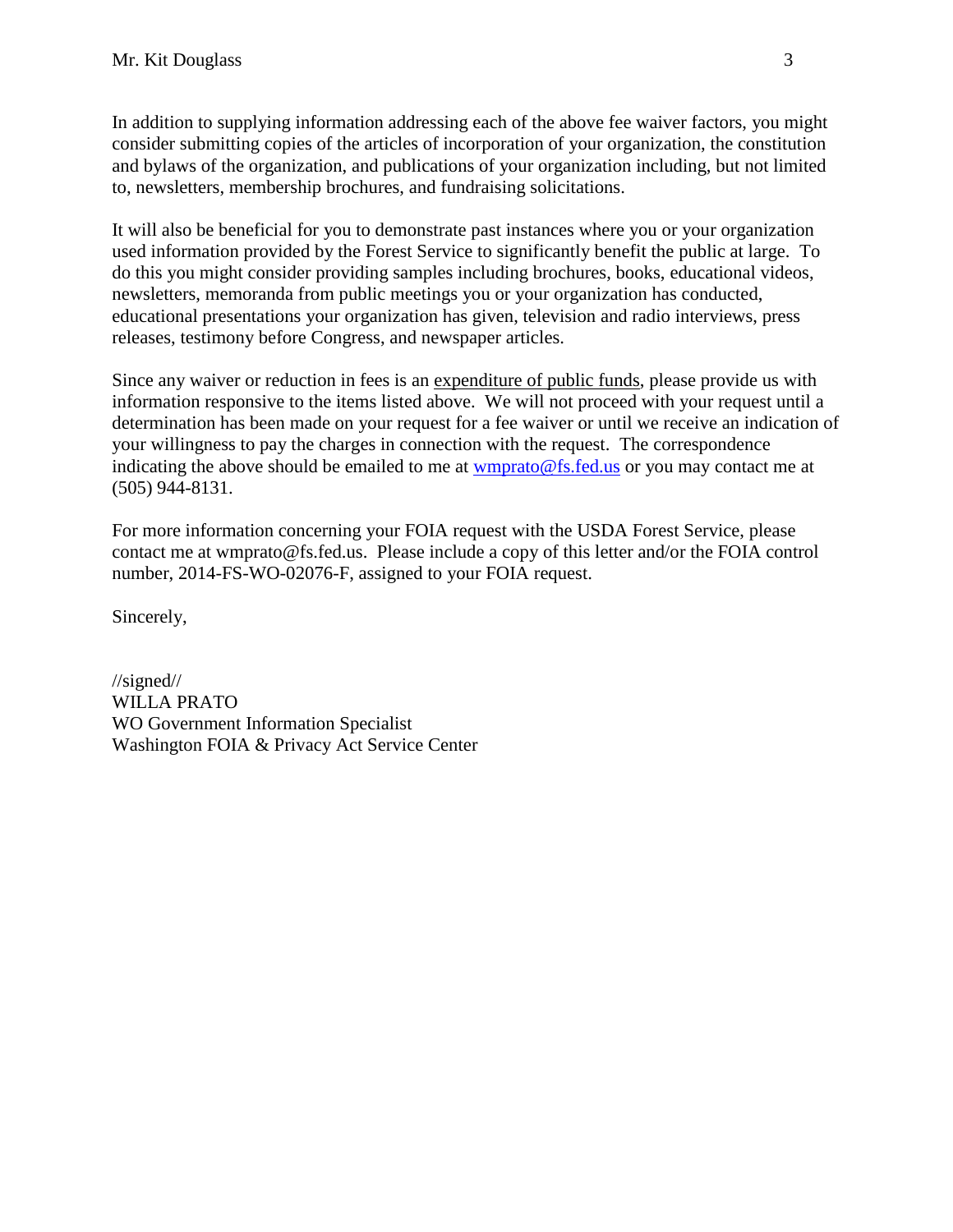In addition to supplying information addressing each of the above fee waiver factors, you might consider submitting copies of the articles of incorporation of your organization, the constitution and bylaws of the organization, and publications of your organization including, but not limited to, newsletters, membership brochures, and fundraising solicitations.

It will also be beneficial for you to demonstrate past instances where you or your organization used information provided by the Forest Service to significantly benefit the public at large. To do this you might consider providing samples including brochures, books, educational videos, newsletters, memoranda from public meetings you or your organization has conducted, educational presentations your organization has given, television and radio interviews, press releases, testimony before Congress, and newspaper articles.

Since any waiver or reduction in fees is an expenditure of public funds, please provide us with information responsive to the items listed above. We will not proceed with your request until a determination has been made on your request for a fee waiver or until we receive an indication of your willingness to pay the charges in connection with the request. The correspondence indicating the above should be emailed to me at wmprato@fs.fed.us or you may contact me at (505) 944-8131.

For more information concerning your FOIA request with the USDA Forest Service, please contact me at wmprato@fs.fed.us. Please include a copy of this letter and/or the FOIA control number, 2014-FS-WO-02076-F, assigned to your FOIA request.

Sincerely,

//signed//
WILLA PRATO
WO Government Information Specialist
Washington FOIA & Privacy Act Service Center